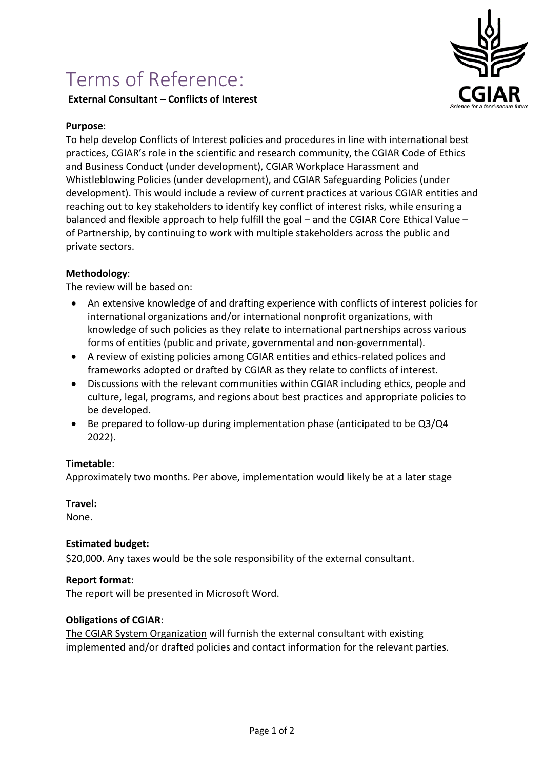# Terms of Reference:

**External Consultant – Conflicts of Interest**

**Purpose**:

To help develop Conflicts of Interest policies and procedures in line with international best practices, CGIAR's role in the scientific and research community, the CGIAR Code of Ethics and Business Conduct (under development), CGIAR Workplace Harassment and Whistleblowing Policies (under development), and CGIAR Safeguarding Policies (under development). This would include a review of current practices at various CGIAR entities and reaching out to key stakeholders to identify key conflict of interest risks, while ensuring a balanced and flexible approach to help fulfill the goal – and the CGIAR Core Ethical Value – of Partnership, by continuing to work with multiple stakeholders across the public and private sectors.

**Methodology**:

The review will be based on:

- An extensive knowledge of and drafting experience with conflicts of interest policies for international organizations and/or international nonprofit organizations, with knowledge of such policies as they relate to international partnerships across various forms of entities (public and private, governmental and non-governmental).
- A review of existing policies among CGIAR entities and ethics-related polices and frameworks adopted or drafted by CGIAR as they relate to conflicts of interest.
- Discussions with the relevant communities within CGIAR including ethics, people and culture, legal, programs, and regions about best practices and appropriate policies to be developed.
- Be prepared to follow-up during implementation phase (anticipated to be Q3/Q4 2022).

**Timetable**:

Approximately two months. Per above, implementation would likely be at a later stage

**Travel:**

None.

**Estimated budget:**

$20,000. Any taxes would be the sole responsibility of the external consultant.

**Report format**:

The report will be presented in Microsoft Word.

**Obligations of CGIAR**:

The CGIAR System Organization will furnish the external consultant with existing implemented and/or drafted policies and contact information for the relevant parties.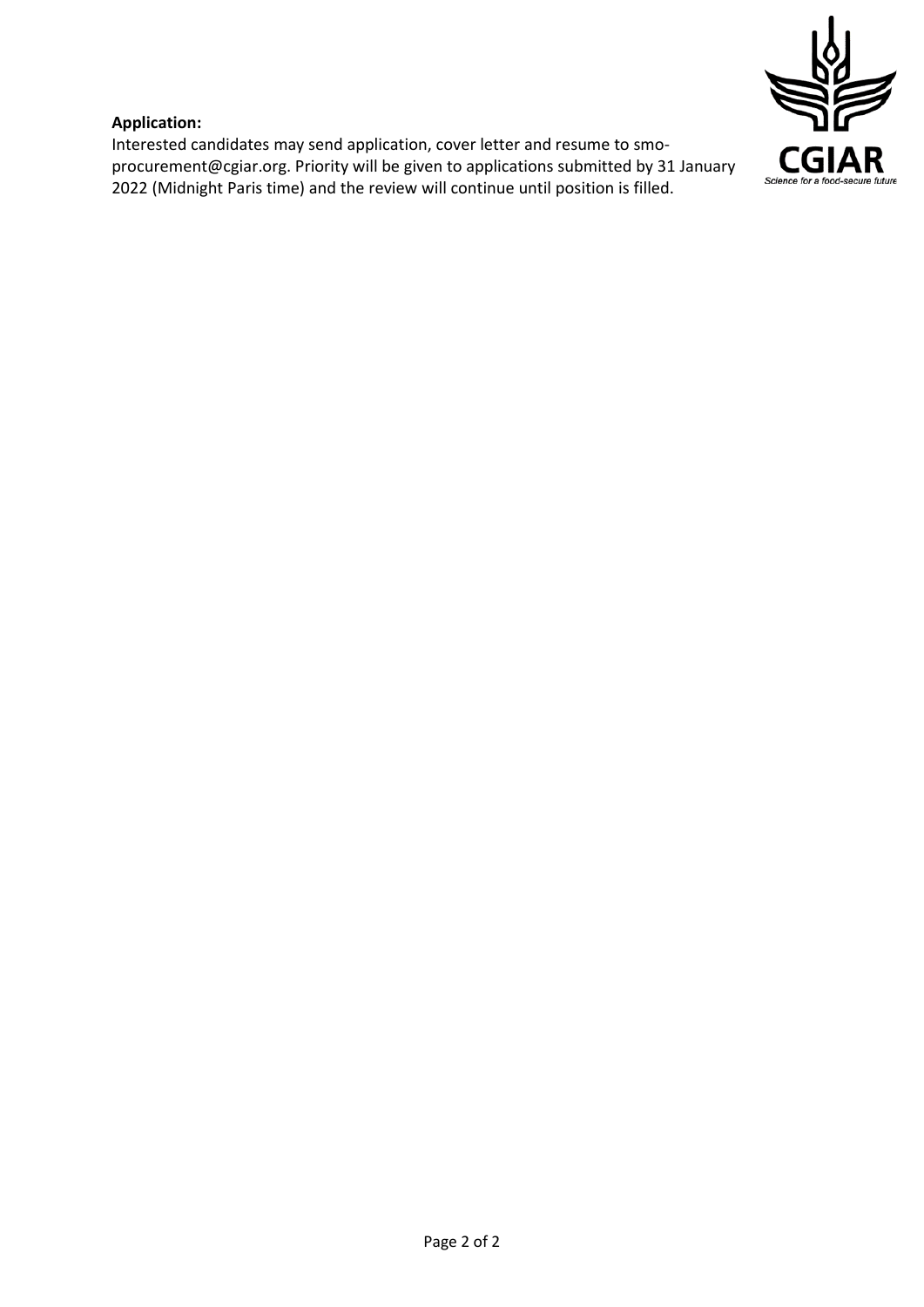**Application:**

Interested candidates may send application, cover letter and resume to smo-procurement@cgiar.org. Priority will be given to applications submitted by 31 January 2022 (Midnight Paris time) and the review will continue until position is filled.